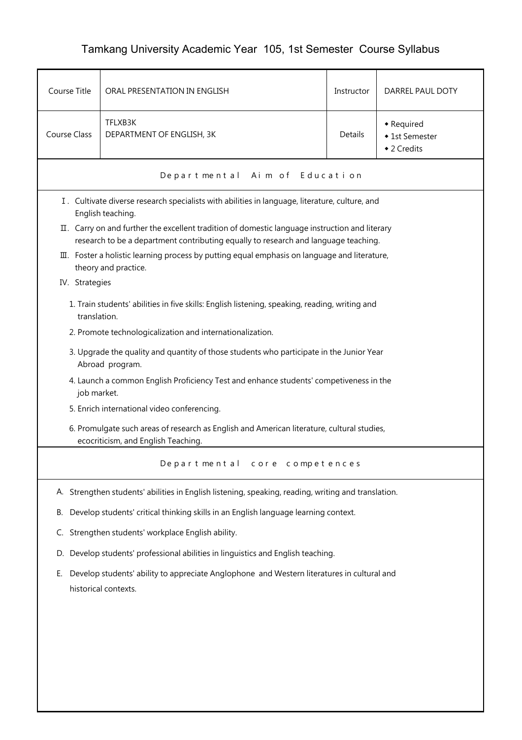# Tamkang University Academic Year 105, 1st Semester Course Syllabus

| Course Title | ORAL PRESENTATION IN ENGLISH | Instructor | DARREL PAUL DOTY |
|---|---|---|---|
| Course Class | TFLXB3K<br>DEPARTMENT OF ENGLISH, 3K | Details | ◆ Required<br>◆ 1st Semester<br>◆ 2 Credits |

## Departmental Aim of Education

Ⅰ. Cultivate diverse research specialists with abilities in language, literature, culture, and English teaching.

Ⅱ. Carry on and further the excellent tradition of domestic language instruction and literary research to be a department contributing equally to research and language teaching.

Ⅲ. Foster a holistic learning process by putting equal emphasis on language and literature, theory and practice.

IV. Strategies

1. Train students' abilities in five skills: English listening, speaking, reading, writing and translation.
2. Promote technologicalization and internationalization.
3. Upgrade the quality and quantity of those students who participate in the Junior Year Abroad program.
4. Launch a common English Proficiency Test and enhance students' competiveness in the job market.
5. Enrich international video conferencing.
6. Promulgate such areas of research as English and American literature, cultural studies, ecocriticism, and English Teaching.

## Departmental core competences

A. Strengthen students' abilities in English listening, speaking, reading, writing and translation.

B. Develop students' critical thinking skills in an English language learning context.

C. Strengthen students' workplace English ability.

D. Develop students' professional abilities in linguistics and English teaching.

E. Develop students' ability to appreciate Anglophone and Western literatures in cultural and historical contexts.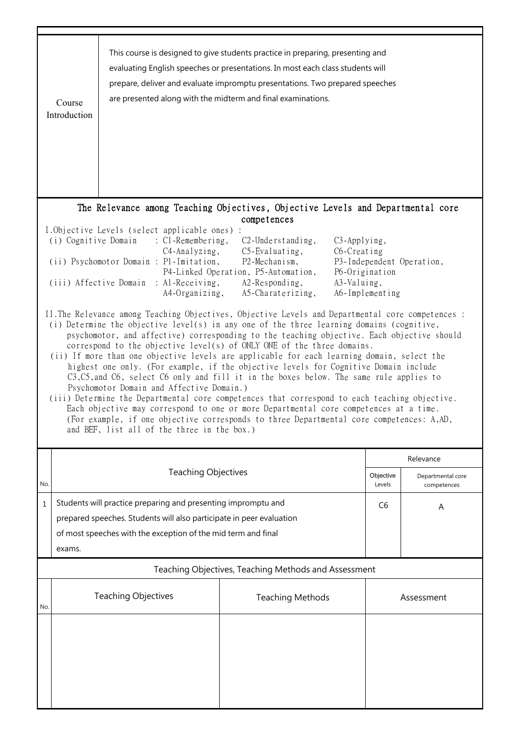| Course Introduction | This course is designed to give students practice in preparing, presenting and evaluating English speeches or presentations. In most each class students will prepare, deliver and evaluate impromptu presentations. Two prepared speeches are presented along with the midterm and final examinations. |
|---|---|

## The Relevance among Teaching Objectives, Objective Levels and Departmental core competences

I.Objective Levels (select applicable ones) :

(i) Cognitive Domain : C1-Remembering, C2-Understanding, C3-Applying, C4-Analyzing, C5-Evaluating, C6-Creating

(ii) Psychomotor Domain : P1-Imitation, P2-Mechanism, P3-Independent Operation, P4-Linked Operation, P5-Automation, P6-Origination

(iii) Affective Domain : A1-Receiving, A2-Responding, A3-Valuing, A4-Organizing, A5-Charaterizing, A6-Implementing

II.The Relevance among Teaching Objectives, Objective Levels and Departmental core competences :

(i) Determine the objective level(s) in any one of the three learning domains (cognitive, psychomotor, and affective) corresponding to the teaching objective. Each objective should correspond to the objective level(s) of ONLY ONE of the three domains.

(ii) If more than one objective levels are applicable for each learning domain, select the highest one only. (For example, if the objective levels for Cognitive Domain include C3,C5,and C6, select C6 only and fill it in the boxes below. The same rule applies to Psychomotor Domain and Affective Domain.)

(iii) Determine the Departmental core competences that correspond to each teaching objective. Each objective may correspond to one or more Departmental core competences at a time. (For example, if one objective corresponds to three Departmental core competences: A,AD, and BEF, list all of the three in the box.)

| No. | Teaching Objectives | Relevance | |
|---|---|---|---|
| | | Objective Levels | Departmental core competences |
| 1 | Students will practice preparing and presenting impromptu and prepared speeches. Students will also participate in peer evaluation of most speeches with the exception of the mid term and final exams. | C6 | A |

## Teaching Objectives, Teaching Methods and Assessment

| No. | Teaching Objectives | Teaching Methods | Assessment |
|---|---|---|---|
| | | | |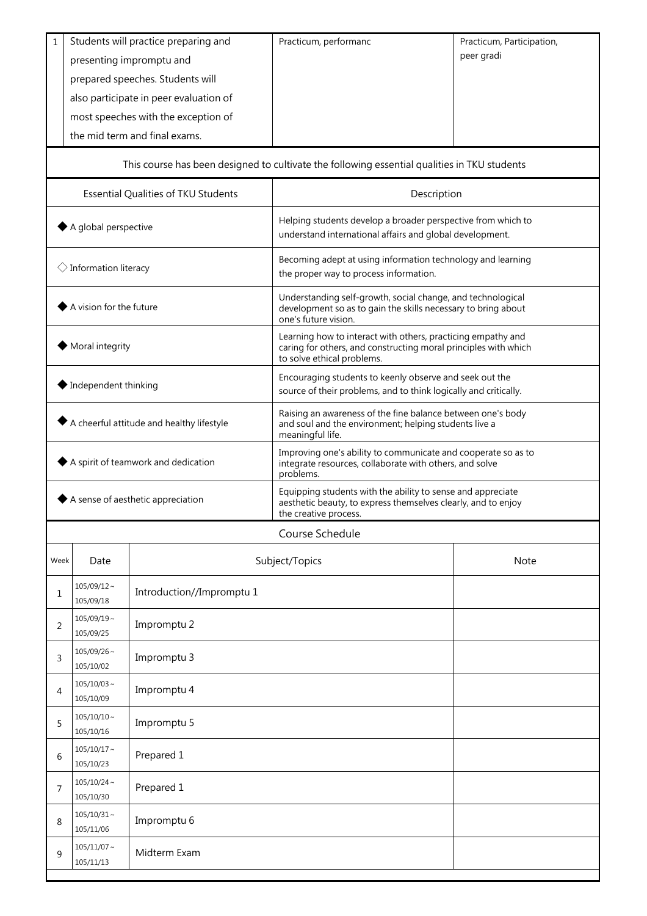| 1 | Students will practice preparing and presenting impromptu and prepared speeches. Students will also participate in peer evaluation of most speeches with the exception of the mid term and final exams. | Practicum, performanc | Practicum, Participation, peer gradi |
|---|---|---|---|

This course has been designed to cultivate the following essential qualities in TKU students

| Essential Qualities of TKU Students | Description |
|---|---|
| ◆ A global perspective | Helping students develop a broader perspective from which to understand international affairs and global development. |
| ◇ Information literacy | Becoming adept at using information technology and learning the proper way to process information. |
| ◆ A vision for the future | Understanding self-growth, social change, and technological development so as to gain the skills necessary to bring about one's future vision. |
| ◆ Moral integrity | Learning how to interact with others, practicing empathy and caring for others, and constructing moral principles with which to solve ethical problems. |
| ◆ Independent thinking | Encouraging students to keenly observe and seek out the source of their problems, and to think logically and critically. |
| ◆ A cheerful attitude and healthy lifestyle | Raising an awareness of the fine balance between one's body and soul and the environment; helping students live a meaningful life. |
| ◆ A spirit of teamwork and dedication | Improving one's ability to communicate and cooperate so as to integrate resources, collaborate with others, and solve problems. |
| ◆ A sense of aesthetic appreciation | Equipping students with the ability to sense and appreciate aesthetic beauty, to express themselves clearly, and to enjoy the creative process. |

Course Schedule

| Week | Date | Subject/Topics | Note |
|---|---|---|---|
| 1 | 105/09/12 ~ 105/09/18 | Introduction//Impromptu 1 | |
| 2 | 105/09/19 ~ 105/09/25 | Impromptu 2 | |
| 3 | 105/09/26 ~ 105/10/02 | Impromptu 3 | |
| 4 | 105/10/03 ~ 105/10/09 | Impromptu 4 | |
| 5 | 105/10/10 ~ 105/10/16 | Impromptu 5 | |
| 6 | 105/10/17 ~ 105/10/23 | Prepared 1 | |
| 7 | 105/10/24 ~ 105/10/30 | Prepared 1 | |
| 8 | 105/10/31 ~ 105/11/06 | Impromptu 6 | |
| 9 | 105/11/07 ~ 105/11/13 | Midterm Exam | |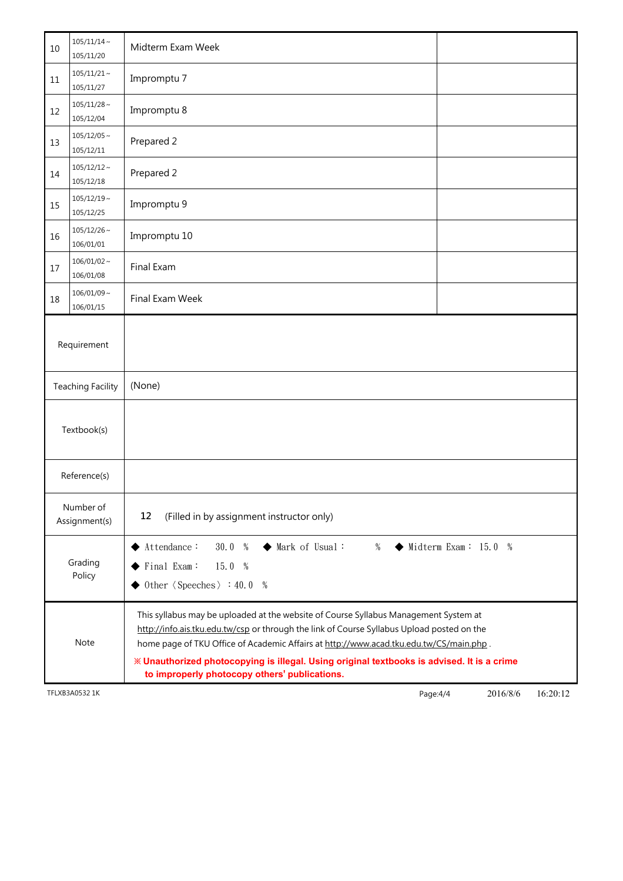| | | | |
|---|---|---|---|
| 10 | 105/11/14～105/11/20 | Midterm Exam Week | |
| 11 | 105/11/21～105/11/27 | Impromptu 7 | |
| 12 | 105/11/28～105/12/04 | Impromptu 8 | |
| 13 | 105/12/05～105/12/11 | Prepared 2 | |
| 14 | 105/12/12～105/12/18 | Prepared 2 | |
| 15 | 105/12/19～105/12/25 | Impromptu 9 | |
| 16 | 105/12/26～106/01/01 | Impromptu 10 | |
| 17 | 106/01/02～106/01/08 | Final Exam | |
| 18 | 106/01/09～106/01/15 | Final Exam Week | |

| | |
|---|---|
| Requirement | |
| Teaching Facility | (None) |
| Textbook(s) | |
| Reference(s) | |
| Number of Assignment(s) | 12 (Filled in by assignment instructor only) |
| Grading Policy | ◆ Attendance： 30.0 % ◆ Mark of Usual： % ◆ Midterm Exam： 15.0 %<br>◆ Final Exam： 15.0 %<br>◆ Other〈Speeches〉：40.0 % |
| Note | This syllabus may be uploaded at the website of Course Syllabus Management System at http://info.ais.tku.edu.tw/csp or through the link of Course Syllabus Upload posted on the home page of TKU Office of Academic Affairs at http://www.acad.tku.edu.tw/CS/main.php .<br>**※ Unauthorized photocopying is illegal. Using original textbooks is advised. It is a crime to improperly photocopy others' publications.** |

TFLXB3A0532 1K 2016/8/6 16:20:12